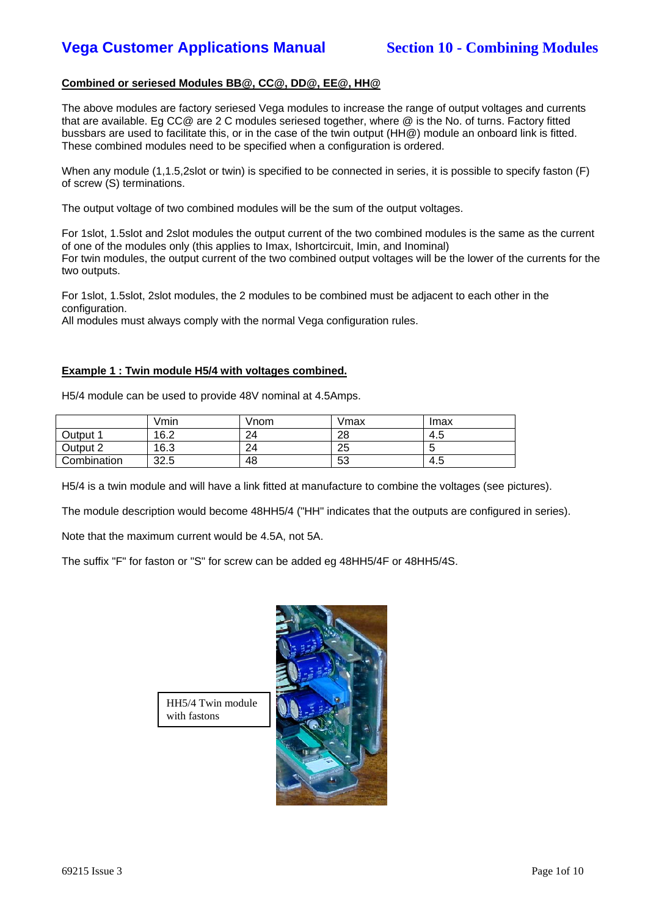## Combined or seriesed Modules BB@, CC@, DD@, EE@, HH@

The above modules are factory seriesed Vega modules to increase the range of output voltages and currents that are available. Eg CC@ are 2 C modules seriesed together, where @ is the No. of turns. Factory fitted bussbars are used to facilitate this, or in the case of the twin output (HH@) module an onboard link is fitted. These combined modules need to be specified when a configuration is ordered.

When any module (1,1.5,2slot or twin) is specified to be connected in series, it is possible to specify faston (F) of screw (S) terminations.

The output voltage of two combined modules will be the sum of the output voltages.

For 1slot, 1.5slot and 2slot modules the output current of the two combined modules is the same as the current of one of the modules only (this applies to Imax, Ishortcircuit, Imin, and Inominal)
For twin modules, the output current of the two combined output voltages will be the lower of the currents for the two outputs.

For 1slot, 1.5slot, 2slot modules, the 2 modules to be combined must be adjacent to each other in the configuration.
All modules must always comply with the normal Vega configuration rules.

## Example 1 : Twin module H5/4 with voltages combined.

H5/4 module can be used to provide 48V nominal at 4.5Amps.

| | Vmin | Vnom | Vmax | Imax |
|---|---|---|---|---|
| Output 1 | 16.2 | 24 | 28 | 4.5 |
| Output 2 | 16.3 | 24 | 25 | 5 |
| Combination | 32.5 | 48 | 53 | 4.5 |

H5/4 is a twin module and will have a link fitted at manufacture to combine the voltages (see pictures).

The module description would become 48HH5/4 ("HH" indicates that the outputs are configured in series).

Note that the maximum current would be 4.5A, not 5A.

The suffix "F" for faston or "S" for screw can be added eg 48HH5/4F or 48HH5/4S.

HH5/4 Twin module with fastons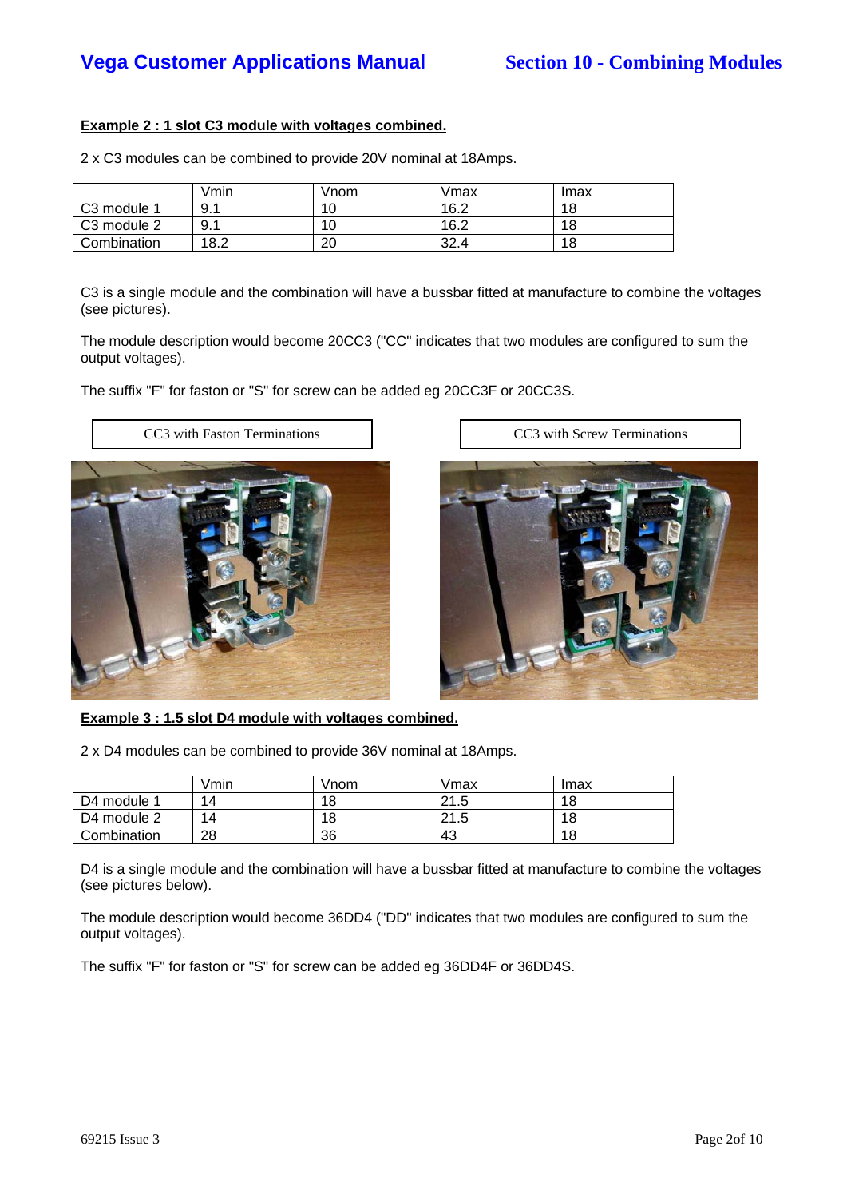**Example 2 : 1 slot C3 module with voltages combined.**

2 x C3 modules can be combined to provide 20V nominal at 18Amps.

| | Vmin | Vnom | Vmax | Imax |
|---|---|---|---|---|
| C3 module 1 | 9.1 | 10 | 16.2 | 18 |
| C3 module 2 | 9.1 | 10 | 16.2 | 18 |
| Combination | 18.2 | 20 | 32.4 | 18 |

C3 is a single module and the combination will have a bussbar fitted at manufacture to combine the voltages (see pictures).

The module description would become 20CC3 ("CC" indicates that two modules are configured to sum the output voltages).

The suffix "F" for faston or "S" for screw can be added eg 20CC3F or 20CC3S.

CC3 with Faston Terminations

CC3 with Screw Terminations

**Example 3 : 1.5 slot D4 module with voltages combined.**

2 x D4 modules can be combined to provide 36V nominal at 18Amps.

| | Vmin | Vnom | Vmax | Imax |
|---|---|---|---|---|
| D4 module 1 | 14 | 18 | 21.5 | 18 |
| D4 module 2 | 14 | 18 | 21.5 | 18 |
| Combination | 28 | 36 | 43 | 18 |

D4 is a single module and the combination will have a bussbar fitted at manufacture to combine the voltages (see pictures below).

The module description would become 36DD4 ("DD" indicates that two modules are configured to sum the output voltages).

The suffix "F" for faston or "S" for screw can be added eg 36DD4F or 36DD4S.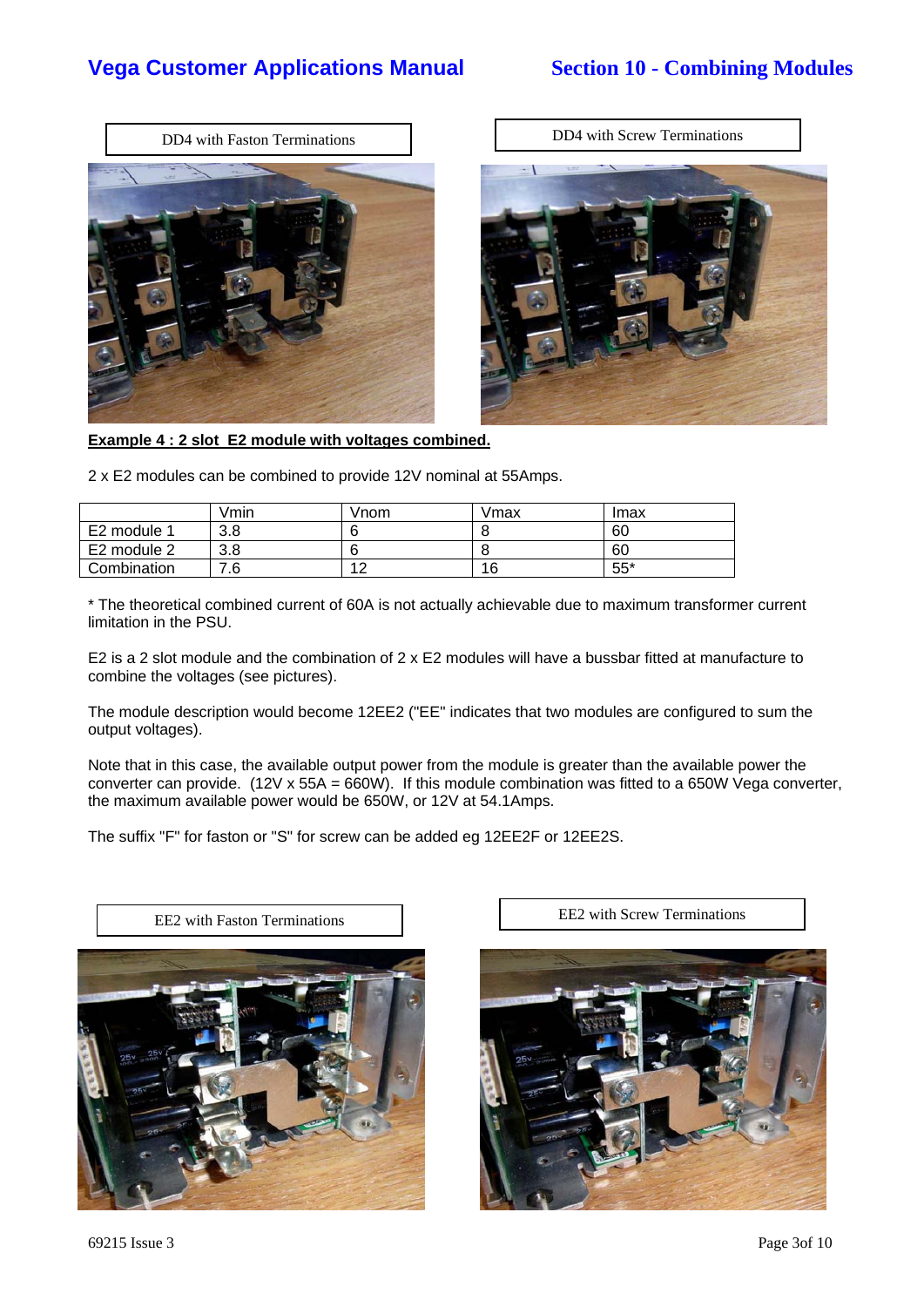DD4 with Faston Terminations

DD4 with Screw Terminations

**Example 4 : 2 slot E2 module with voltages combined.**

2 x E2 modules can be combined to provide 12V nominal at 55Amps.

| | Vmin | Vnom | Vmax | Imax |
|---|---|---|---|---|
| E2 module 1 | 3.8 | 6 | 8 | 60 |
| E2 module 2 | 3.8 | 6 | 8 | 60 |
| Combination | 7.6 | 12 | 16 | 55* |

* The theoretical combined current of 60A is not actually achievable due to maximum transformer current limitation in the PSU.

E2 is a 2 slot module and the combination of 2 x E2 modules will have a bussbar fitted at manufacture to combine the voltages (see pictures).

The module description would become 12EE2 ("EE" indicates that two modules are configured to sum the output voltages).

Note that in this case, the available output power from the module is greater than the available power the converter can provide. (12V x 55A = 660W). If this module combination was fitted to a 650W Vega converter, the maximum available power would be 650W, or 12V at 54.1Amps.

The suffix "F" for faston or "S" for screw can be added eg 12EE2F or 12EE2S.

EE2 with Faston Terminations

EE2 with Screw Terminations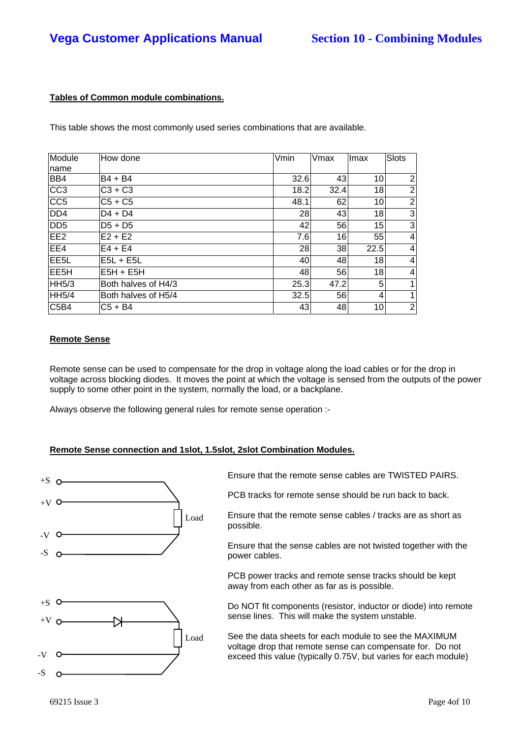**Tables of Common module combinations.**

This table shows the most commonly used series combinations that are available.

| Module name | How done | Vmin | Vmax | Imax | Slots |
|---|---|---|---|---|---|
| BB4 | B4 + B4 | 32.6 | 43 | 10 | 2 |
| CC3 | C3 + C3 | 18.2 | 32.4 | 18 | 2 |
| CC5 | C5 + C5 | 48.1 | 62 | 10 | 2 |
| DD4 | D4 + D4 | 28 | 43 | 18 | 3 |
| DD5 | D5 + D5 | 42 | 56 | 15 | 3 |
| EE2 | E2 + E2 | 7.6 | 16 | 55 | 4 |
| EE4 | E4 + E4 | 28 | 38 | 22.5 | 4 |
| EE5L | E5L + E5L | 40 | 48 | 18 | 4 |
| EE5H | E5H + E5H | 48 | 56 | 18 | 4 |
| HH5/3 | Both halves of H4/3 | 25.3 | 47.2 | 5 | 1 |
| HH5/4 | Both halves of H5/4 | 32.5 | 56 | 4 | 1 |
| C5B4 | C5 + B4 | 43 | 48 | 10 | 2 |

**Remote Sense**

Remote sense can be used to compensate for the drop in voltage along the load cables or for the drop in voltage across blocking diodes. It moves the point at which the voltage is sensed from the outputs of the power supply to some other point in the system, normally the load, or a backplane.

Always observe the following general rules for remote sense operation :-

**Remote Sense connection and 1slot, 1.5slot, 2slot Combination Modules.**

+S, +V, Load, -V, -S

+S, +V, Load, -V, -S

Ensure that the remote sense cables are TWISTED PAIRS.

PCB tracks for remote sense should be run back to back.

Ensure that the remote sense cables / tracks are as short as possible.

Ensure that the sense cables are not twisted together with the power cables.

PCB power tracks and remote sense tracks should be kept away from each other as far as is possible.

Do NOT fit components (resistor, inductor or diode) into remote sense lines. This will make the system unstable.

See the data sheets for each module to see the MAXIMUM voltage drop that remote sense can compensate for. Do not exceed this value (typically 0.75V, but varies for each module)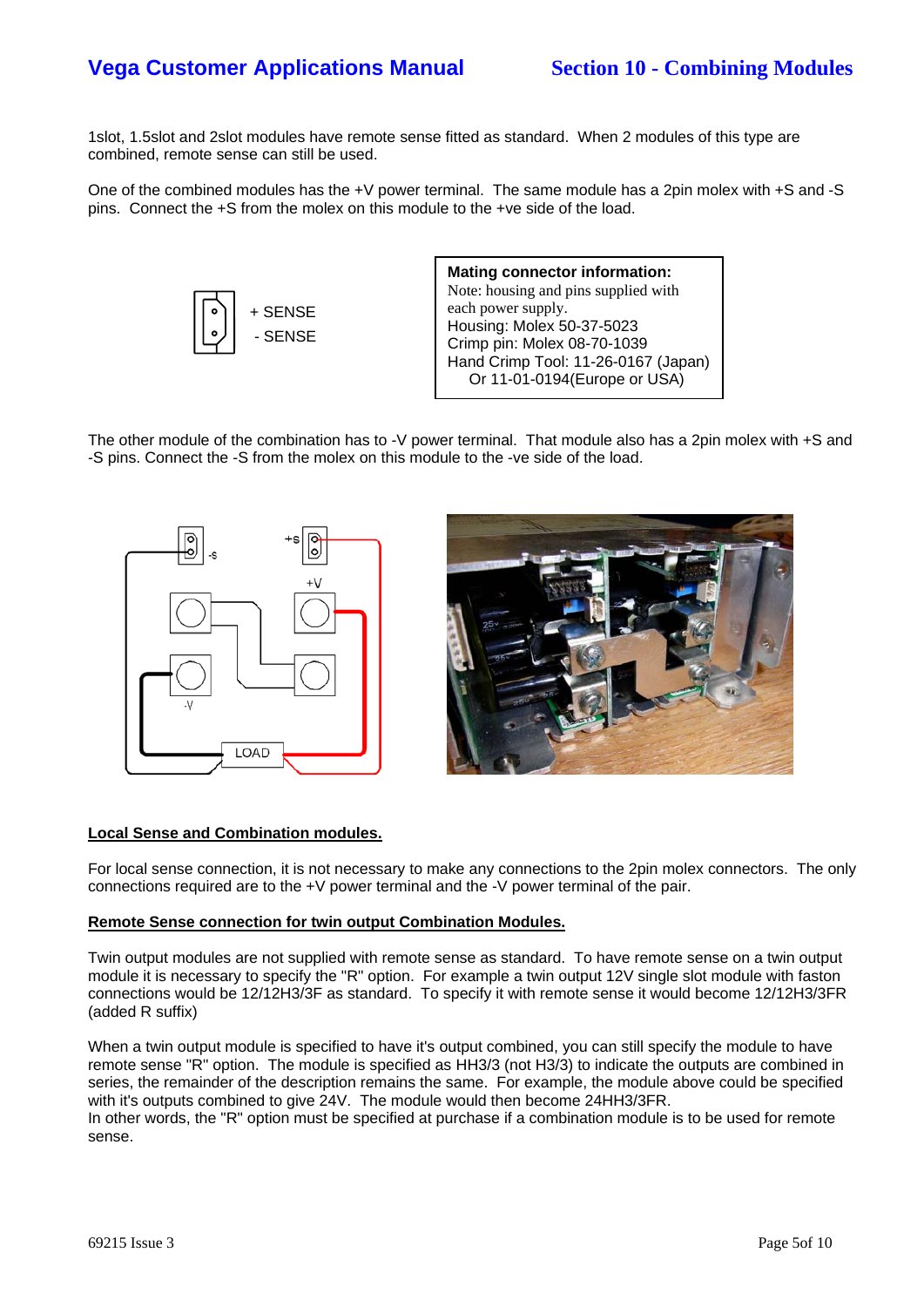1slot, 1.5slot and 2slot modules have remote sense fitted as standard. When 2 modules of this type are combined, remote sense can still be used.

One of the combined modules has the +V power terminal. The same module has a 2pin molex with +S and -S pins. Connect the +S from the molex on this module to the +ve side of the load.

+ SENSE
- SENSE

**Mating connector information:**
Note: housing and pins supplied with each power supply.
Housing: Molex 50-37-5023
Crimp pin: Molex 08-70-1039
Hand Crimp Tool: 11-26-0167 (Japan)
Or 11-01-0194(Europe or USA)

The other module of the combination has to -V power terminal. That module also has a 2pin molex with +S and -S pins. Connect the -S from the molex on this module to the -ve side of the load.

**Local Sense and Combination modules.**

For local sense connection, it is not necessary to make any connections to the 2pin molex connectors. The only connections required are to the +V power terminal and the -V power terminal of the pair.

**Remote Sense connection for twin output Combination Modules.**

Twin output modules are not supplied with remote sense as standard. To have remote sense on a twin output module it is necessary to specify the "R" option. For example a twin output 12V single slot module with faston connections would be 12/12H3/3F as standard. To specify it with remote sense it would become 12/12H3/3FR (added R suffix)

When a twin output module is specified to have it's output combined, you can still specify the module to have remote sense "R" option. The module is specified as HH3/3 (not H3/3) to indicate the outputs are combined in series, the remainder of the description remains the same. For example, the module above could be specified with it's outputs combined to give 24V. The module would then become 24HH3/3FR.
In other words, the "R" option must be specified at purchase if a combination module is to be used for remote sense.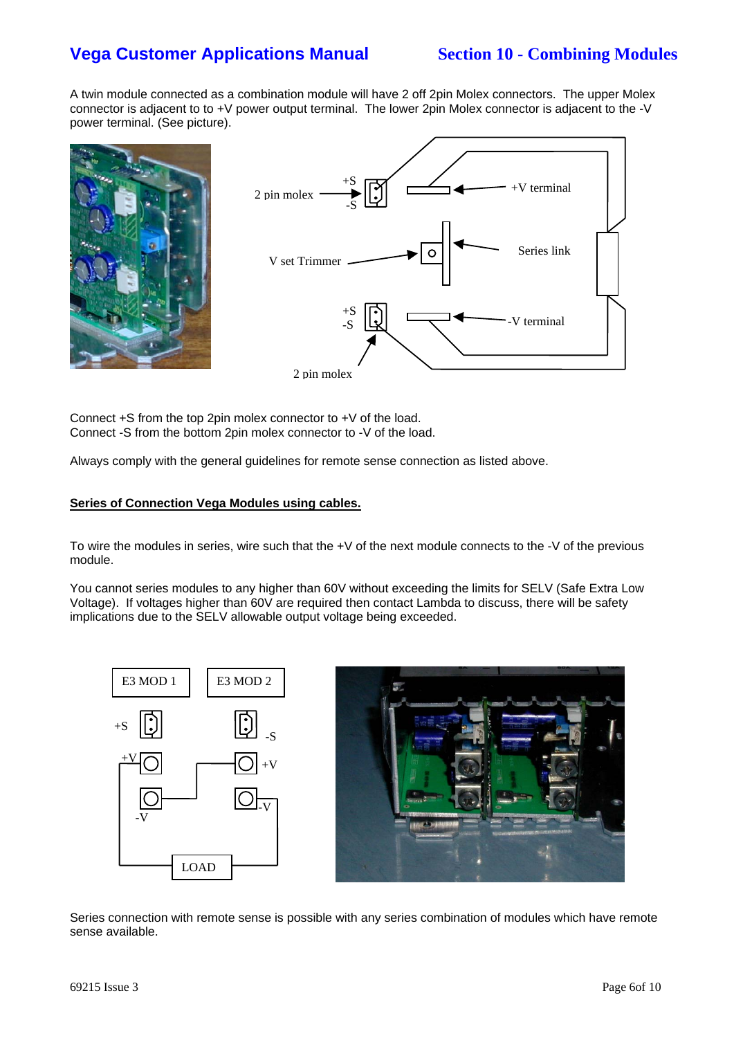A twin module connected as a combination module will have 2 off 2pin Molex connectors. The upper Molex connector is adjacent to to +V power output terminal. The lower 2pin Molex connector is adjacent to the -V power terminal. (See picture).

Connect +S from the top 2pin molex connector to +V of the load.
Connect -S from the bottom 2pin molex connector to -V of the load.

Always comply with the general guidelines for remote sense connection as listed above.

**Series of Connection Vega Modules using cables.**

To wire the modules in series, wire such that the +V of the next module connects to the -V of the previous module.

You cannot series modules to any higher than 60V without exceeding the limits for SELV (Safe Extra Low Voltage). If voltages higher than 60V are required then contact Lambda to discuss, there will be safety implications due to the SELV allowable output voltage being exceeded.

Series connection with remote sense is possible with any series combination of modules which have remote sense available.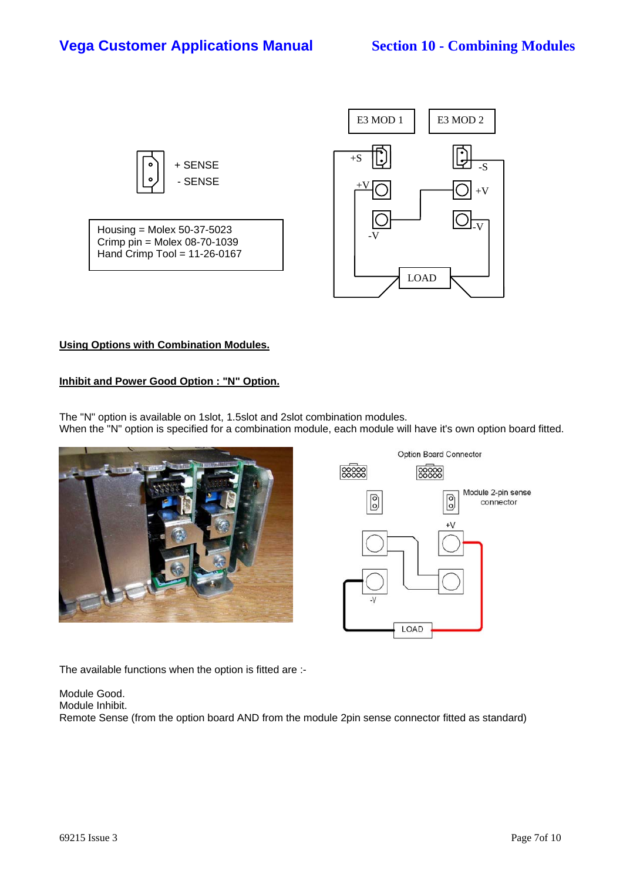+ SENSE
- SENSE

Housing = Molex 50-37-5023
Crimp pin = Molex 08-70-1039
Hand Crimp Tool = 11-26-0167

E3 MOD 1 | E3 MOD 2

+S | -S
+V | +V
-V | -V
LOAD

**Using Options with Combination Modules.**

**Inhibit and Power Good Option : "N" Option.**

The "N" option is available on 1slot, 1.5slot and 2slot combination modules.
When the "N" option is specified for a combination module, each module will have it's own option board fitted.

Option Board Connector

Module 2-pin sense connector

+V

-V

LOAD

The available functions when the option is fitted are :-

Module Good.
Module Inhibit.
Remote Sense (from the option board AND from the module 2pin sense connector fitted as standard)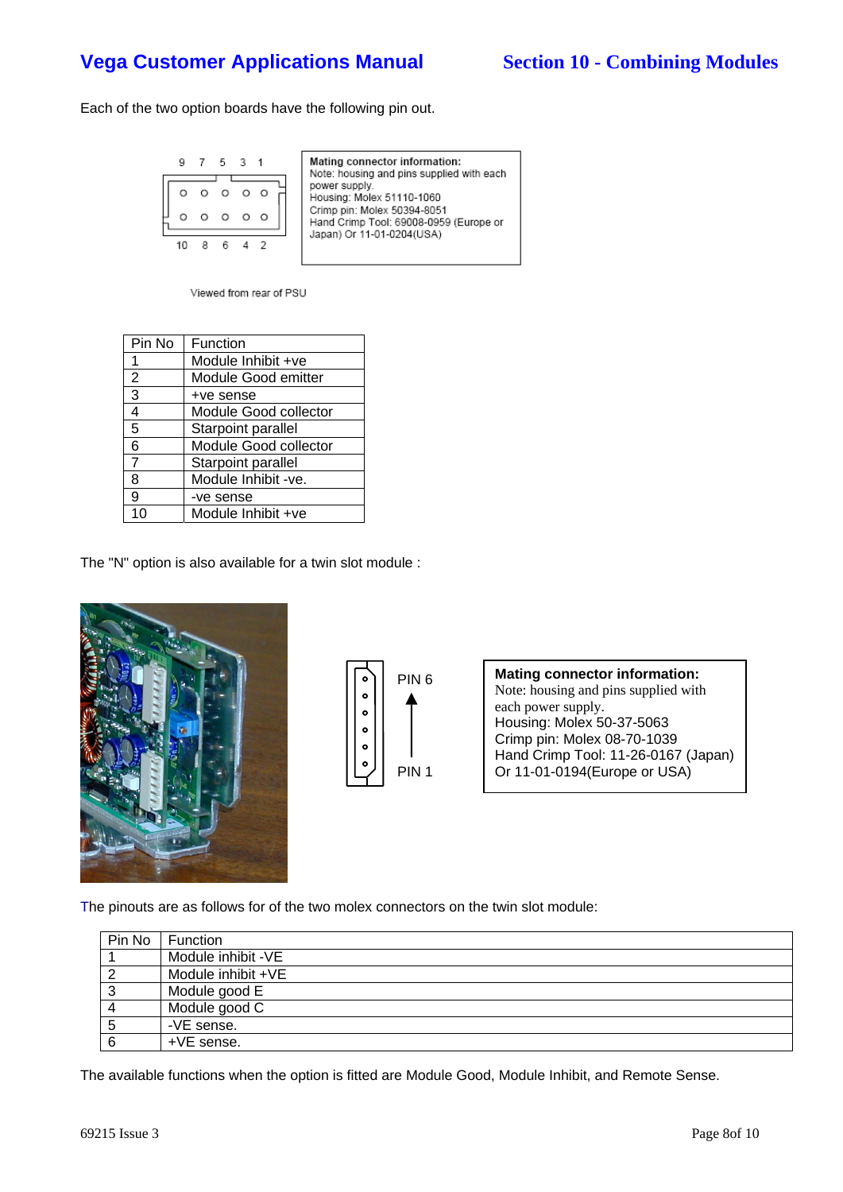Each of the two option boards have the following pin out.

**Mating connector information:**
Note: housing and pins supplied with each power supply.
Housing: Molex 51110-1060
Crimp pin: Molex 50394-8051
Hand Crimp Tool: 69008-0959 (Europe or Japan) Or 11-01-0204(USA)

Viewed from rear of PSU

| Pin No | Function |
|---|---|
| 1 | Module Inhibit +ve |
| 2 | Module Good emitter |
| 3 | +ve sense |
| 4 | Module Good collector |
| 5 | Starpoint parallel |
| 6 | Module Good collector |
| 7 | Starpoint parallel |
| 8 | Module Inhibit -ve. |
| 9 | -ve sense |
| 10 | Module Inhibit +ve |

The "N" option is also available for a twin slot module :

**Mating connector information:**
Note: housing and pins supplied with each power supply.
Housing: Molex 50-37-5063
Crimp pin: Molex 08-70-1039
Hand Crimp Tool: 11-26-0167 (Japan) Or 11-01-0194(Europe or USA)

The pinouts are as follows for of the two molex connectors on the twin slot module:

| Pin No | Function |
|---|---|
| 1 | Module inhibit -VE |
| 2 | Module inhibit +VE |
| 3 | Module good E |
| 4 | Module good C |
| 5 | -VE sense. |
| 6 | +VE sense. |

The available functions when the option is fitted are Module Good, Module Inhibit, and Remote Sense.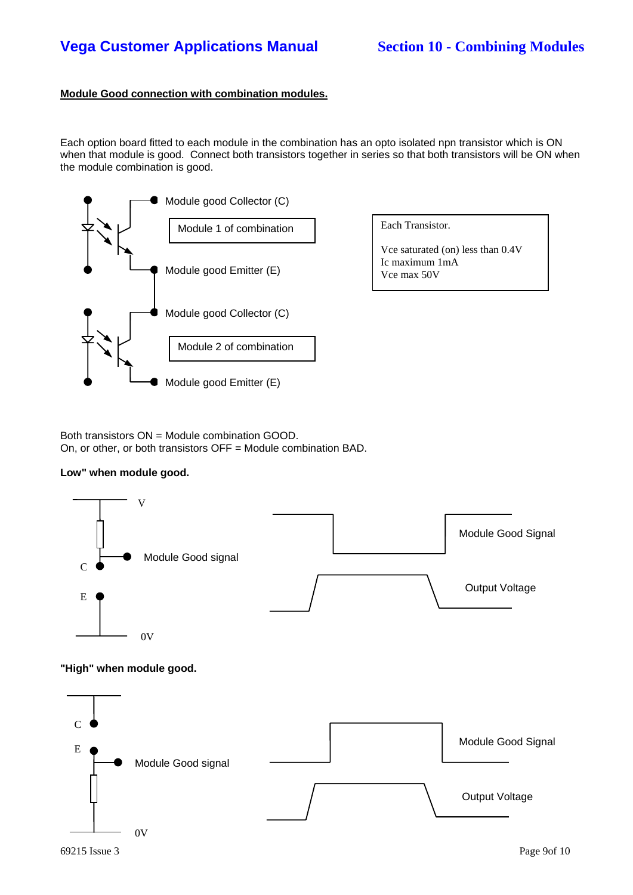**Module Good connection with combination modules.**

Each option board fitted to each module in the combination has an opto isolated npn transistor which is ON when that module is good. Connect both transistors together in series so that both transistors will be ON when the module combination is good.

Module good Collector (C)

Module 1 of combination

Module good Emitter (E)

Module good Collector (C)

Module 2 of combination

Module good Emitter (E)

Each Transistor.

Vce saturated (on) less than 0.4V
Ic maximum 1mA
Vce max 50V

Both transistors ON = Module combination GOOD.
On, or other, or both transistors OFF = Module combination BAD.

**Low" when module good.**

V

Module Good signal

C

E

0V

Module Good Signal

Output Voltage

**"High" when module good.**

C

E

Module Good signal

0V

Module Good Signal

Output Voltage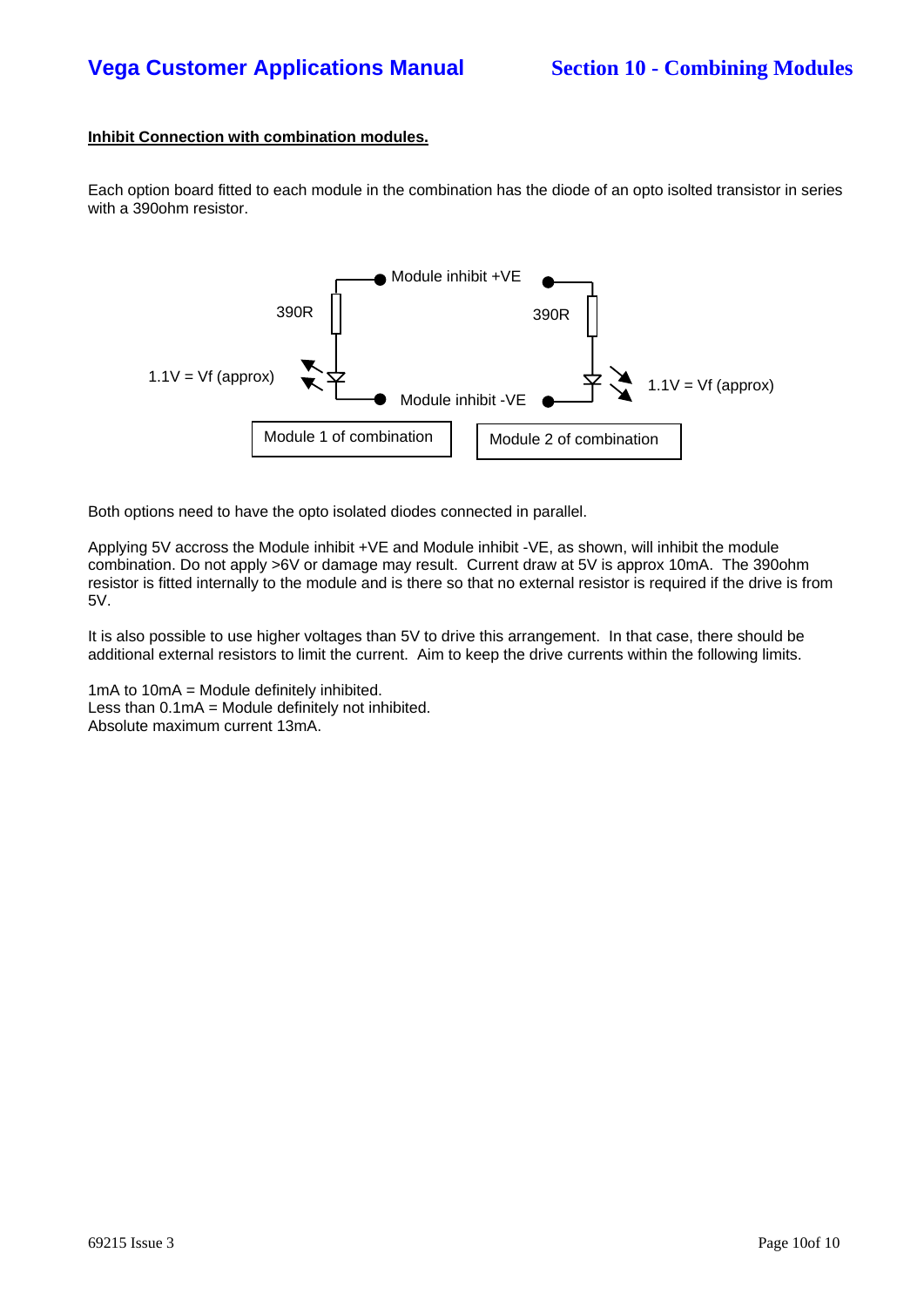**Inhibit Connection with combination modules.**

Each option board fitted to each module in the combination has the diode of an opto isolted transistor in series with a 390ohm resistor.

Module inhibit +VE

390R

390R

1.1V = Vf (approx)

1.1V = Vf (approx)

Module inhibit -VE

Module 1 of combination

Module 2 of combination

Both options need to have the opto isolated diodes connected in parallel.

Applying 5V accross the Module inhibit +VE and Module inhibit -VE, as shown, will inhibit the module combination. Do not apply >6V or damage may result. Current draw at 5V is approx 10mA. The 390ohm resistor is fitted internally to the module and is there so that no external resistor is required if the drive is from 5V.

It is also possible to use higher voltages than 5V to drive this arrangement. In that case, there should be additional external resistors to limit the current. Aim to keep the drive currents within the following limits.

1mA to 10mA = Module definitely inhibited.
Less than 0.1mA = Module definitely not inhibited.
Absolute maximum current 13mA.